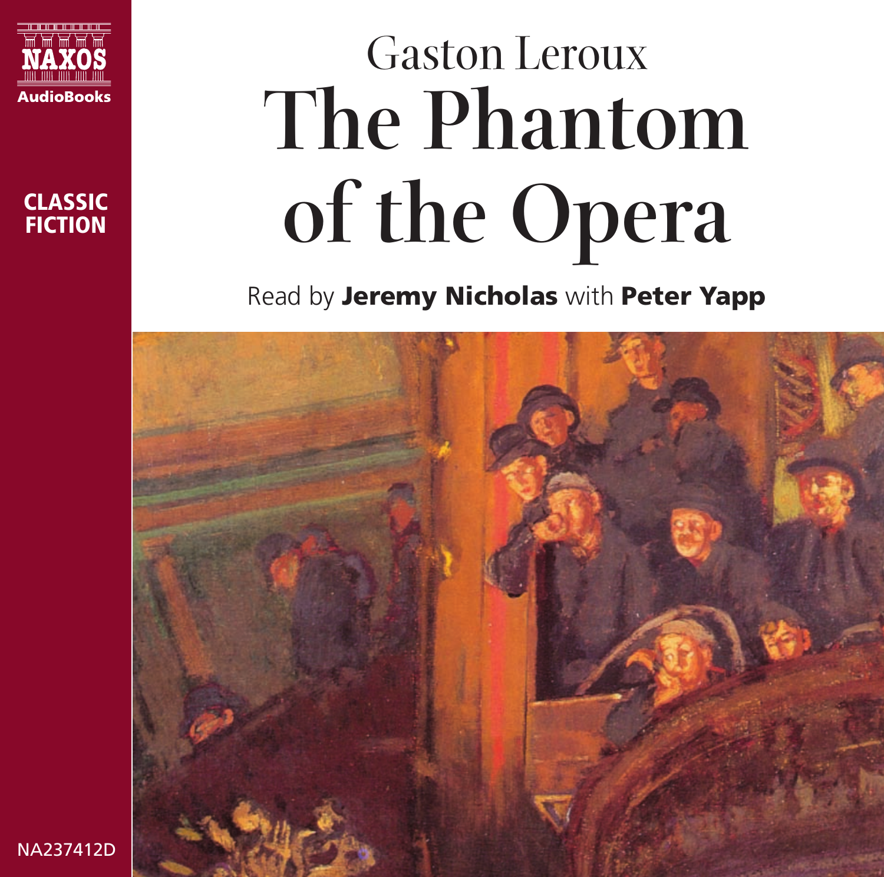NAXOS
AudioBooks

CLASSIC FICTION

Gaston Leroux

# The Phantom of the Opera

Read by **Jeremy Nicholas** with **Peter Yapp**

NA237412D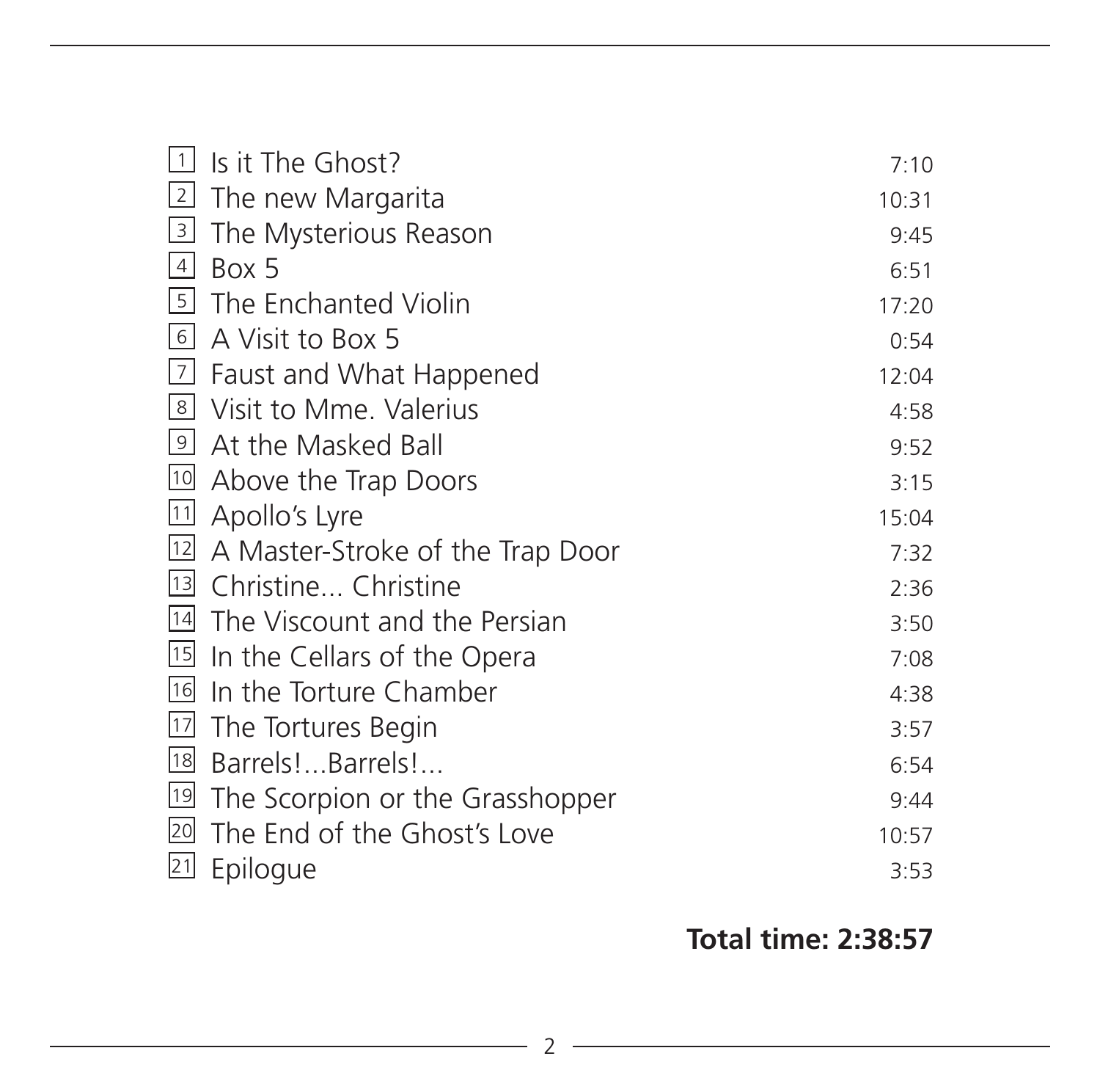| # | Title | Time |
|---|---|---|
| 1 | Is it The Ghost? | 7:10 |
| 2 | The new Margarita | 10:31 |
| 3 | The Mysterious Reason | 9:45 |
| 4 | Box 5 | 6:51 |
| 5 | The Enchanted Violin | 17:20 |
| 6 | A Visit to Box 5 | 0:54 |
| 7 | Faust and What Happened | 12:04 |
| 8 | Visit to Mme. Valerius | 4:58 |
| 9 | At the Masked Ball | 9:52 |
| 10 | Above the Trap Doors | 3:15 |
| 11 | Apollo's Lyre | 15:04 |
| 12 | A Master-Stroke of the Trap Door | 7:32 |
| 13 | Christine... Christine | 2:36 |
| 14 | The Viscount and the Persian | 3:50 |
| 15 | In the Cellars of the Opera | 7:08 |
| 16 | In the Torture Chamber | 4:38 |
| 17 | The Tortures Begin | 3:57 |
| 18 | Barrels!...Barrels!... | 6:54 |
| 19 | The Scorpion or the Grasshopper | 9:44 |
| 20 | The End of the Ghost's Love | 10:57 |
| 21 | Epilogue | 3:53 |

**Total time: 2:38:57**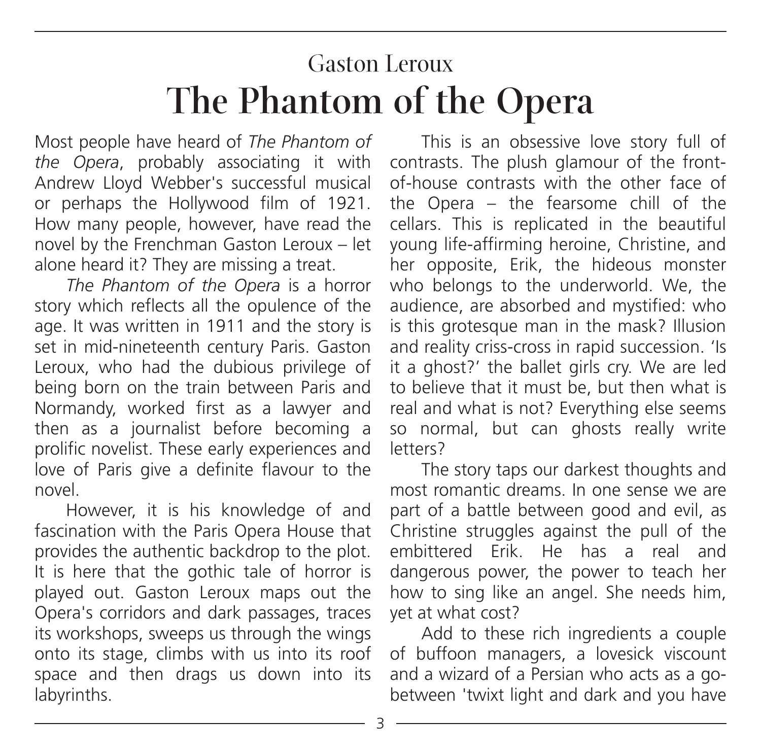## Gaston Leroux

# The Phantom of the Opera

Most people have heard of *The Phantom of the Opera*, probably associating it with Andrew Lloyd Webber's successful musical or perhaps the Hollywood film of 1921. How many people, however, have read the novel by the Frenchman Gaston Leroux – let alone heard it? They are missing a treat.

*The Phantom of the Opera* is a horror story which reflects all the opulence of the age. It was written in 1911 and the story is set in mid-nineteenth century Paris. Gaston Leroux, who had the dubious privilege of being born on the train between Paris and Normandy, worked first as a lawyer and then as a journalist before becoming a prolific novelist. These early experiences and love of Paris give a definite flavour to the novel.

However, it is his knowledge of and fascination with the Paris Opera House that provides the authentic backdrop to the plot. It is here that the gothic tale of horror is played out. Gaston Leroux maps out the Opera's corridors and dark passages, traces its workshops, sweeps us through the wings onto its stage, climbs with us into its roof space and then drags us down into its labyrinths.

This is an obsessive love story full of contrasts. The plush glamour of the front-of-house contrasts with the other face of the Opera – the fearsome chill of the cellars. This is replicated in the beautiful young life-affirming heroine, Christine, and her opposite, Erik, the hideous monster who belongs to the underworld. We, the audience, are absorbed and mystified: who is this grotesque man in the mask? Illusion and reality criss-cross in rapid succession. 'Is it a ghost?' the ballet girls cry. We are led to believe that it must be, but then what is real and what is not? Everything else seems so normal, but can ghosts really write letters?

The story taps our darkest thoughts and most romantic dreams. In one sense we are part of a battle between good and evil, as Christine struggles against the pull of the embittered Erik. He has a real and dangerous power, the power to teach her how to sing like an angel. She needs him, yet at what cost?

Add to these rich ingredients a couple of buffoon managers, a lovesick viscount and a wizard of a Persian who acts as a go-between 'twixt light and dark and you have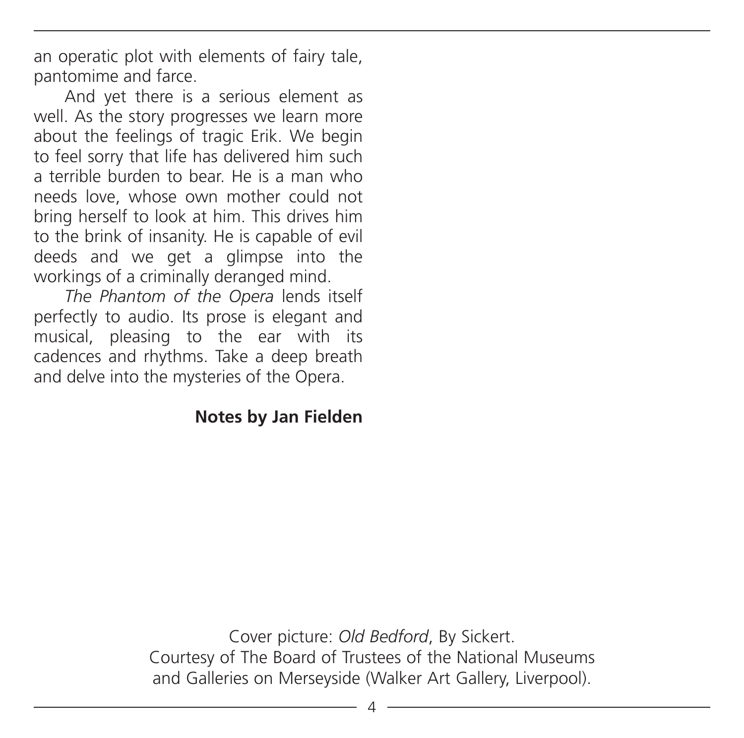an operatic plot with elements of fairy tale, pantomime and farce.

And yet there is a serious element as well. As the story progresses we learn more about the feelings of tragic Erik. We begin to feel sorry that life has delivered him such a terrible burden to bear. He is a man who needs love, whose own mother could not bring herself to look at him. This drives him to the brink of insanity. He is capable of evil deeds and we get a glimpse into the workings of a criminally deranged mind.

*The Phantom of the Opera* lends itself perfectly to audio. Its prose is elegant and musical, pleasing to the ear with its cadences and rhythms. Take a deep breath and delve into the mysteries of the Opera.

**Notes by Jan Fielden**

Cover picture: *Old Bedford*, By Sickert.
Courtesy of The Board of Trustees of the National Museums and Galleries on Merseyside (Walker Art Gallery, Liverpool).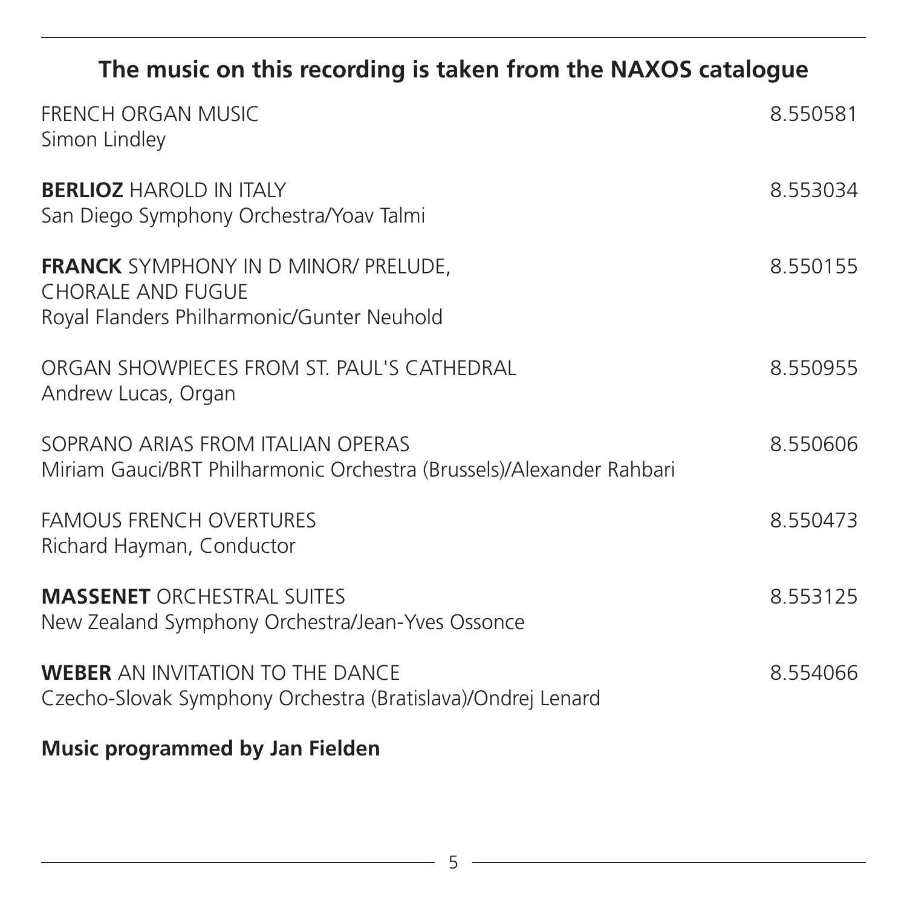## The music on this recording is taken from the NAXOS catalogue

| | |
|---|---|
| FRENCH ORGAN MUSIC<br>Simon Lindley | 8.550581 |
| **BERLIOZ** HAROLD IN ITALY<br>San Diego Symphony Orchestra/Yoav Talmi | 8.553034 |
| **FRANCK** SYMPHONY IN D MINOR/ PRELUDE, CHORALE AND FUGUE<br>Royal Flanders Philharmonic/Gunter Neuhold | 8.550155 |
| ORGAN SHOWPIECES FROM ST. PAUL'S CATHEDRAL<br>Andrew Lucas, Organ | 8.550955 |
| SOPRANO ARIAS FROM ITALIAN OPERAS<br>Miriam Gauci/BRT Philharmonic Orchestra (Brussels)/Alexander Rahbari | 8.550606 |
| FAMOUS FRENCH OVERTURES<br>Richard Hayman, Conductor | 8.550473 |
| **MASSENET** ORCHESTRAL SUITES<br>New Zealand Symphony Orchestra/Jean-Yves Ossonce | 8.553125 |
| **WEBER** AN INVITATION TO THE DANCE<br>Czecho-Slovak Symphony Orchestra (Bratislava)/Ondrej Lenard | 8.554066 |

**Music programmed by Jan Fielden**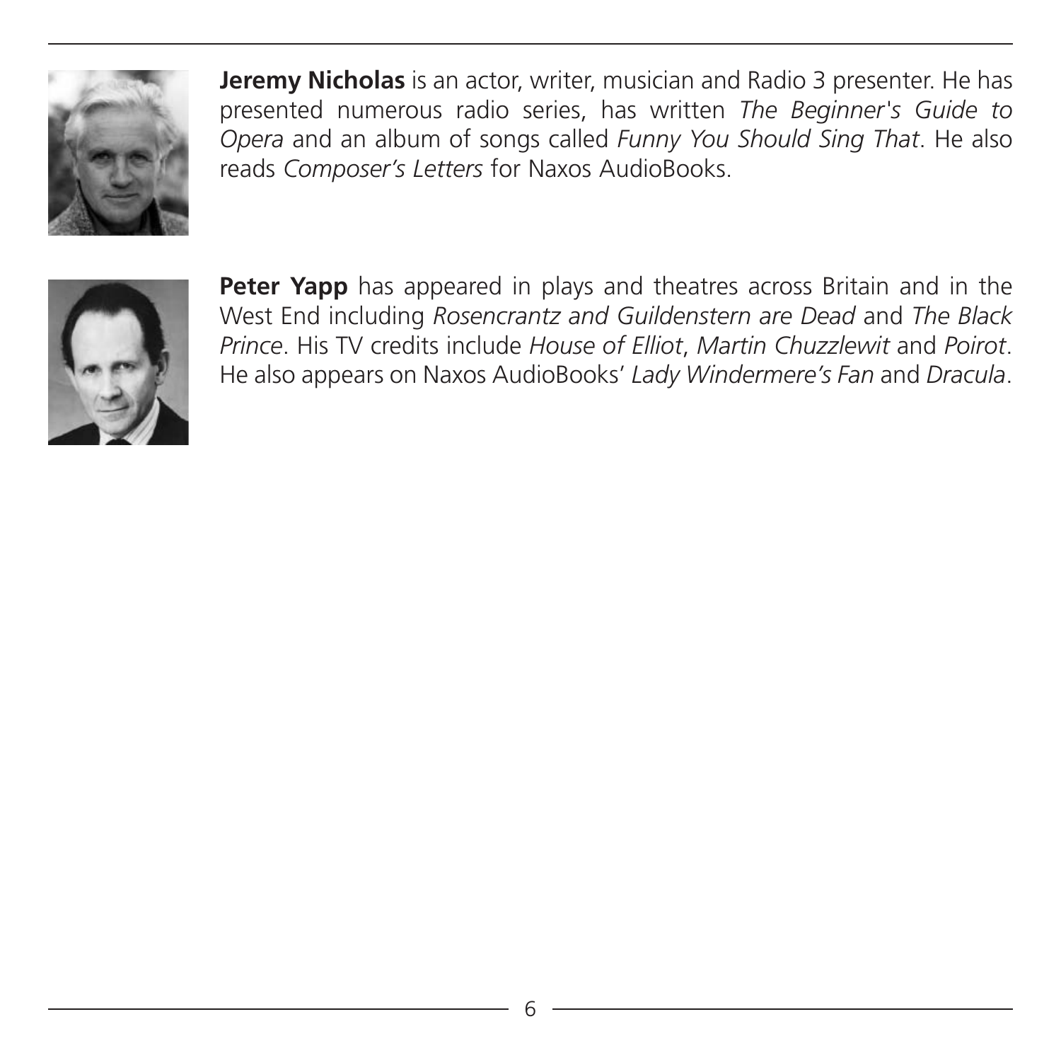**Jeremy Nicholas** is an actor, writer, musician and Radio 3 presenter. He has presented numerous radio series, has written *The Beginner's Guide to Opera* and an album of songs called *Funny You Should Sing That*. He also reads *Composer's Letters* for Naxos AudioBooks.

**Peter Yapp** has appeared in plays and theatres across Britain and in the West End including *Rosencrantz and Guildenstern are Dead* and *The Black Prince*. His TV credits include *House of Elliot*, *Martin Chuzzlewit* and *Poirot*. He also appears on Naxos AudioBooks' *Lady Windermere's Fan* and *Dracula*.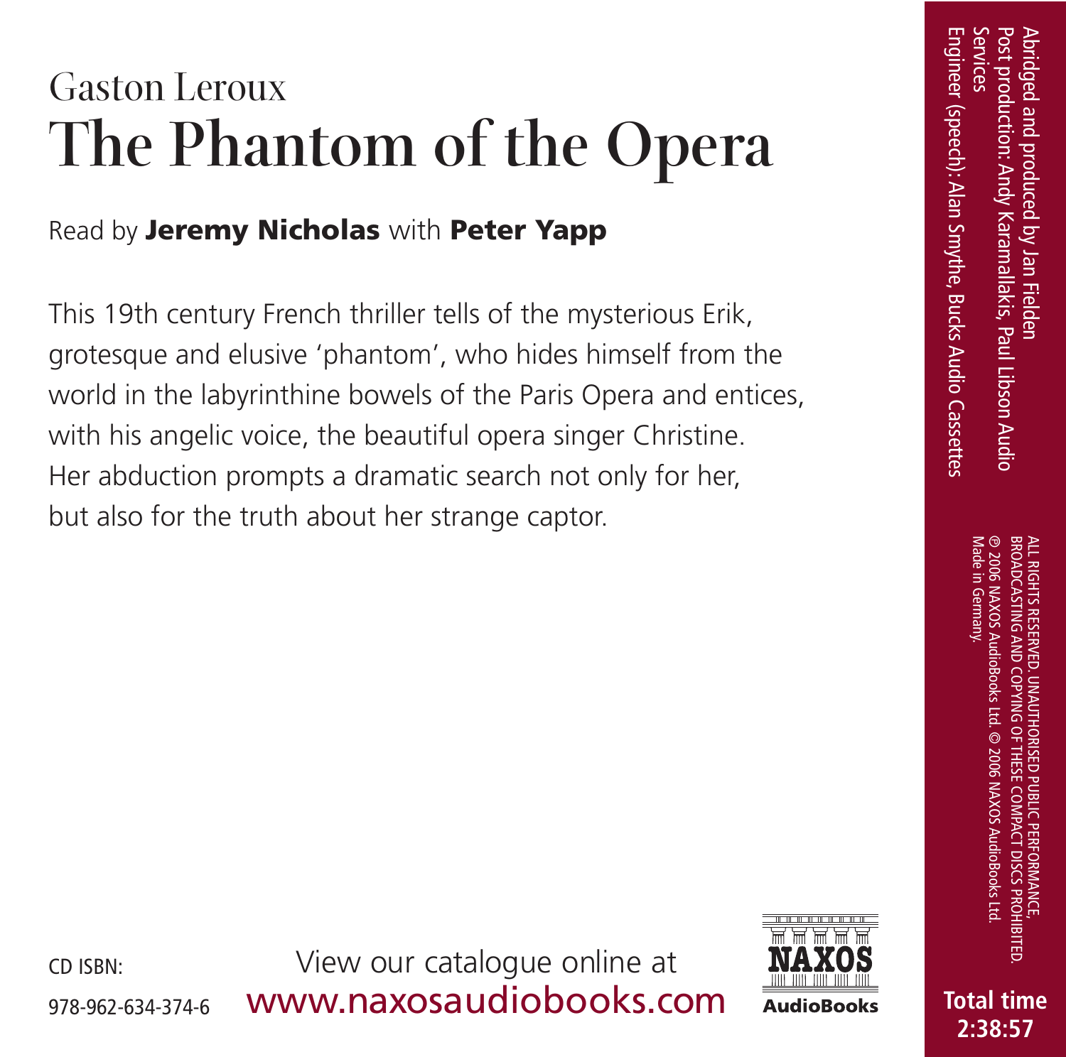# Gaston Leroux

# The Phantom of the Opera

Read by **Jeremy Nicholas** with **Peter Yapp**

This 19th century French thriller tells of the mysterious Erik, grotesque and elusive 'phantom', who hides himself from the world in the labyrinthine bowels of the Paris Opera and entices, with his angelic voice, the beautiful opera singer Christine. Her abduction prompts a dramatic search not only for her, but also for the truth about her strange captor.

Abridged and produced by Jan Fielden
Post production: Andy Karamallakis, Paul Libson Audio Services
Engineer (speech): Alan Smythe, Bucks Audio Cassettes

ALL RIGHTS RESERVED. UNAUTHORISED PUBLIC PERFORMANCE, BROADCASTING AND COPYING OF THESE COMPACT DISCS PROHIBITED.
℗ 2006 NAXOS AudioBooks Ltd. © 2006 NAXOS AudioBooks Ltd.
Made in Germany.

CD ISBN:
978-962-634-374-6

View our catalogue online at
www.naxosaudiobooks.com

NAXOS AudioBooks

**Total time**
**2:38:57**